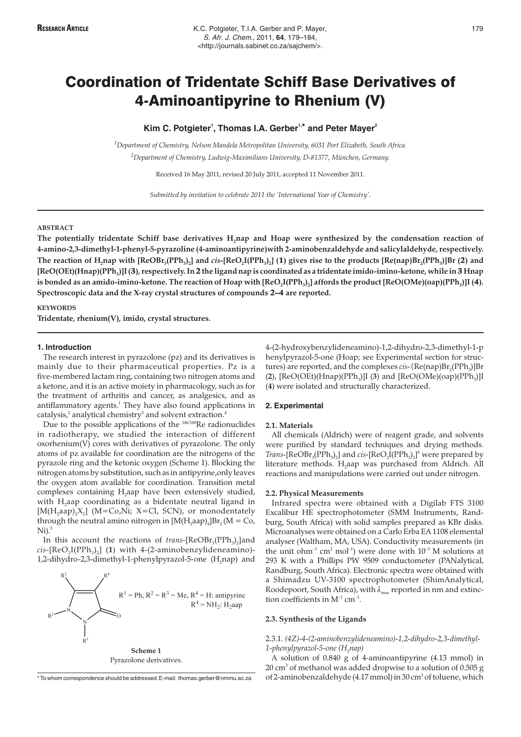# Coordination of Tridentate Schiff Base Derivatives of 4-Aminoantipyrine to Rhenium (V)

**Kim C. Potgieter[1], Thomas I.A. Gerber[1,*] and Peter Mayer[2]**

*[1]Department of Chemistry, Nelson Mandela Metropolitan University, 6031 Port Elizabeth, South Africa.*

*[2]Department of Chemistry, Ludwig-Maximilians University, D-81377, München, Germany.*

Received 16 May 2011, revised 20 July 2011, accepted 11 November 2011.

*Submitted by invitation to celebrate 2011 the 'International Year of Chemistry'.*

## ABSTRACT

**The potentially tridentate Schiff base derivatives $H_2$nap and Hoap were synthesized by the condensation reaction of 4-amino-2,3-dimethyl-1-phenyl-5-pyrazoline (4-aminoantipyrine)with 2-aminobenzaldehyde and salicylaldehyde, respectively. The reaction of $H_2$nap with [ReOBr$_3$(PPh$_3$)$_2$] and *cis*-[ReO$_2$I(PPh$_3$)$_2$] (1) gives rise to the products [Re(nap)Br$_2$(PPh$_3$)]Br (2) and [ReO(OEt)(Hnap)(PPh$_3$)]I (3), respectively. In 2 the ligand nap is coordinated as a tridentate imido-imino-ketone, while in 3 Hnap is bonded as an amido-imino-ketone. The reaction of Hoap with [ReO$_2$I(PPh$_3$)$_2$] affords the product [ReO(OMe)(oap)(PPh$_3$)]I (4). Spectroscopic data and the X-ray crystal structures of compounds 2–4 are reported.**

## KEYWORDS

**Tridentate, rhenium(V), imido, crystal structures.**

## 1. Introduction

The research interest in pyrazolone (pz) and its derivatives is mainly due to their pharmaceutical properties. Pz is a five-membered lactam ring, containing two nitrogen atoms and a ketone, and it is an active moiety in pharmacology, such as for the treatment of arthritis and cancer, as analgesics, and as antiflammatory agents.[1] They have also found applications in catalysis,[2] analytical chemistry[3] and solvent extraction.[4]

Due to the possible applications of the $^{186/188}$Re radionuclides in radiotherapy, we studied the interaction of different oxorhenium(V) cores with derivatives of pyrazolone. The only atoms of pz available for coordination are the nitrogens of the pyrazole ring and the ketonic oxygen (Scheme 1). Blocking the nitrogen atoms by substitution, such as in antipyrine,only leaves the oxygen atom available for coordination. Transition metal complexes containing $H_2$aap have been extensively studied, with $H_2$aap coordinating as a bidentate neutral ligand in [M(H$_2$aap)$_2$X$_2$] (M=Co,Ni; X=Cl, SCN), or monodentately through the neutral amino nitrogen in [M(H$_2$aap)$_4$]Br$_2$ (M = Co, Ni).[5]

In this account the reactions of *trans*-[ReOBr$_3$(PPh$_3$)$_2$]and *cis*-[ReO$_2$I(PPh$_3$)$_2$] (**1**) with 4-(2-aminobenzylideneamino)-1,2-dihydro-2,3-dimethyl-1-phenylpyrazol-5-one ($H_2$nap) and

$R^1$ = Ph, $R^2$ = $R^3$ = Me, $R^4$ = H: antipyrine
$R^4$ = NH$_2$: $H_2$aap

**Scheme 1**
Pyrazolone derivatives.

4-(2-hydroxybenzylideneamino)-1,2-dihydro-2,3-dimethyl-1-phenylpyrazol-5-one (Hoap; see Experimental section for structures) are reported, and the complexes *cis*-{Re(nap)Br$_2$(PPh$_3$)]Br (**2**), [ReO(OEt)(Hnap)(PPh$_3$)]I (**3**) and [ReO(OMe)(oap)(PPh$_3$)]I (**4**) were isolated and structurally characterized.

## 2. Experimental

### 2.1. Materials

All chemicals (Aldrich) were of reagent grade, and solvents were purified by standard techniques and drying methods. *Trans*-[ReOBr$_3$(PPh$_3$)$_2$] and *cis*-[ReO$_2$I(PPh$_3$)$_2$][6] were prepared by literature methods. $H_2$aap was purchased from Aldrich. All reactions and manipulations were carried out under nitrogen.

### 2.2. Physical Measurements

Infrared spectra were obtained with a Digilab FTS 3100 Excalibur HE spectrophotometer (SMM Instruments, Randburg, South Africa) with solid samples prepared as KBr disks. Microanalyses were obtained on a Carlo Erba EA 1108 elemental analyser (Waltham, MA, USA). Conductivity measurements (in the unit ohm$^{-1}$ cm$^2$ mol$^{-1}$) were done with $10^{-3}$ M solutions at 293 K with a Phillips PW 9509 conductometer (PANalytical, Randburg, South Africa). Electronic spectra were obtained with a Shimadzu UV-3100 spectrophotometer (ShimAnalytical, Roodepoort, South Africa), with $\lambda_{max}$ reported in nm and extinction coefficients in M$^{-1}$ cm$^{-1}$.

### 2.3. Synthesis of the Ligands

#### 2.3.1. *(4Z)-4-(2-aminobenzylideneamino)-1,2-dihydro-2,3-dimethyl-1-phenylpyrazol-5-one ($H_2$nap)*

A solution of 0.840 g of 4-aminoantipyrine (4.13 mmol) in 20 cm$^3$ of methanol was added dropwise to a solution of 0.505 g of 2-aminobenzaldehyde (4.17 mmol) in 30 cm$^3$ of toluene, which

\* To whom correspondence should be addressed. E-mail: thomas.gerber@nmmu.ac.za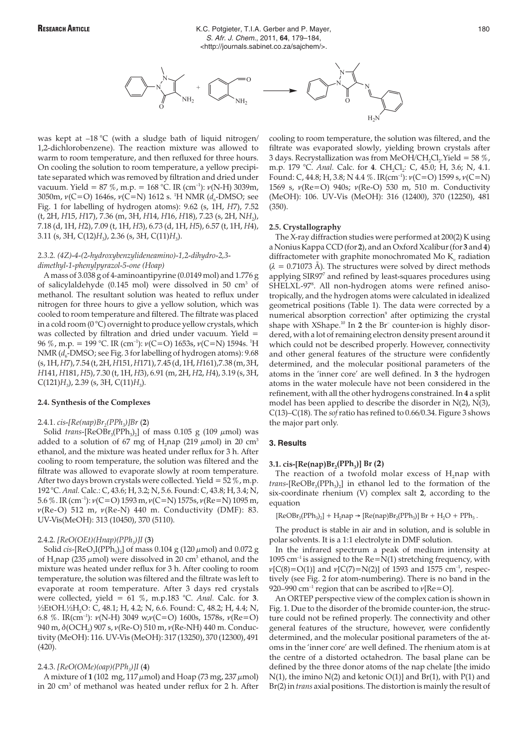was kept at –18 °C (with a sludge bath of liquid nitrogen/ 1,2-dichlorobenzene). The reaction mixture was allowed to warm to room temperature, and then refluxed for three hours. On cooling the solution to room temperature, a yellow precipitate separated which was removed by filtration and dried under vacuum. Yield = 87 %, m.p. = 168 °C. IR (cm$^{-1}$): ν(N-H) 3039m, 3050m, ν(C=O) 1646s, ν(C=N) 1612 s. $^1$H NMR ($d_6$-DMSO; see Fig. 1 for labelling of hydrogen atoms): 9.62 (s, 1H, *H*7), 7.52 (t, 2H, *H*15, *H*17), 7.36 (m, 3H, *H*14, *H*16, *H*18), 7.23 (s, 2H, N$H_2$), 7.18 (d, 1H, *H*2), 7.09 (t, 1H, *H*3), 6.73 (d, 1H, *H*5), 6.57 (t, 1H, *H*4), 3.11 (s, 3H, C(12)$H_3$), 2.36 (s, 3H, C(11)$H_3$).

#### 2.3.2. (4Z)-4-(2-hydroxybenzylideneamino)-1,2-dihydro-2,3-dimethyl-1-phenylpyrazol-5-one (Hoap)

A mass of 3.038 g of 4-aminoantipyrine (0.0149 mol) and 1.776 g of salicylaldehyde (0.145 mol) were dissolved in 50 cm$^3$ of methanol. The resultant solution was heated to reflux under nitrogen for three hours to give a yellow solution, which was cooled to room temperature and filtered. The filtrate was placed in a cold room (0 °C) overnight to produce yellow crystals, which was collected by filtration and dried under vacuum. Yield = 96 %, m.p. = 199 °C. IR (cm$^{-1}$): ν(C=O) 1653s, ν(C=N) 1594s. $^1$H NMR ($d_6$-DMSO; see Fig. 3 for labelling of hydrogen atoms): 9.68 (s, 1H, *H*7), 7.54 (t, 2H, *H*151, *H*171), 7.45 (d, 1H, *H*161), 7.38 (m, 3H, *H*141, *H*181, *H*5), 7.30 (t, 1H, *H*3), 6.91 (m, 2H, *H*2, *H*4), 3.19 (s, 3H, C(121)$H_3$), 2.39 (s, 3H, C(11)$H_3$).

### 2.4. Synthesis of the Complexes

#### 2.4.1. *cis*-[Re(nap)Br$_2$(PPh$_3$)]Br (2)

Solid *trans*-[ReOBr$_3$(PPh$_3$)$_2$] of mass 0.105 g (109 μmol) was added to a solution of 67 mg of H$_2$nap (219 μmol) in 20 cm$^3$ ethanol, and the mixture was heated under reflux for 3 h. After cooling to room temperature, the solution was filtered and the filtrate was allowed to evaporate slowly at room temperature. After two days brown crystals were collected. Yield = 52 %, m.p. 192 °C. *Anal.* Calc.: C, 43.6; H, 3.2; N, 5.6. Found: C, 43.8; H, 3.4; N, 5.6 %. IR (cm$^{-1}$): ν(C=O) 1593 m, ν(C=N) 1575s, ν(Re=N) 1095 m, ν(Re-O) 512 m, ν(Re-N) 440 m. Conductivity (DMF): 83. UV-Vis(MeOH): 313 (10450), 370 (5110).

#### 2.4.2. [ReO(OEt)(Hnap)(PPh$_3$)]I (3)

Solid *cis*-[ReO$_2$I(PPh$_3$)$_2$] of mass 0.104 g (120 μmol) and 0.072 g of H$_2$nap (235 μmol) were dissolved in 20 cm$^3$ ethanol, and the mixture was heated under reflux for 3 h. After cooling to room temperature, the solution was filtered and the filtrate was left to evaporate at room temperature. After 3 days red crystals were collected, yield = 61 %, m.p.183 °C. *Anal.* Calc. for **3**. ½EtOH.½H$_2$O: C, 48.1; H, 4.2; N, 6.6. Found: C, 48.2; H, 4.4; N, 6.8 %. IR(cm$^{-1}$): ν(N-H) 3049 w,ν(C=O) 1600s, 1578s, ν(Re=O) 940 m, δ(OCH$_2$) 907 s, ν(Re-O) 510 m, ν(Re-NH) 440 m. Conductivity (MeOH): 116. UV-Vis (MeOH): 317 (13250), 370 (12300), 491 (420).

#### 2.4.3. [ReO(OMe)(oap)(PPh$_3$)]I (4)

A mixture of **1** (102 mg, 117 μmol) and Hoap (73 mg, 237 μmol) in 20 cm$^3$ of methanol was heated under reflux for 2 h. After cooling to room temperature, the solution was filtered, and the filtrate was evaporated slowly, yielding brown crystals after 3 days. Recrystallization was from MeOH/CH$_2$Cl$_2$. Yield = 58 %, m.p. 179 °C. *Anal.* Calc. for **4**. CH$_2$Cl$_2$: C, 45.0; H, 3.6; N, 4.1. Found: C, 44.8; H, 3.8; N 4.4 %. IR(cm$^{-1}$): ν(C=O) 1599 s, ν(C=N) 1569 s, ν(Re=O) 940s; ν(Re-O) 530 m, 510 m. Conductivity (MeOH): 106. UV-Vis (MeOH): 316 (12400), 370 (12250), 481 (350).

### 2.5. Crystallography

The X-ray diffraction studies were performed at 200(2) K using a Nonius Kappa CCD (for **2**), and an Oxford Xcalibur (for **3** and **4**) diffractometer with graphite monochromated Mo $K_\alpha$ radiation (λ = 0.71073 Å). The structures were solved by direct methods applying SIR97[7] and refined by least-squares procedures using SHELXL-97[8]. All non-hydrogen atoms were refined anisotropically, and the hydrogen atoms were calculated in idealized geometrical positions (Table 1). The data were corrected by a numerical absorption correction[9] after optimizing the crystal shape with XShape.[10] In **2** the Br$^-$ counter-ion is highly disordered, with a lot of remaining electron density present around it which could not be described properly. However, connectivity and other general features of the structure were confidently determined, and the molecular positional parameters of the atoms in the 'inner core' are well defined. In **3** the hydrogen atoms in the water molecule have not been considered in the refinement, with all the other hydrogens constrained. In **4** a split model has been applied to describe the disorder in N(2), N(3), C(13)–C(18). The *sof* ratio has refined to 0.66/0.34. Figure 3 shows the major part only.

## 3. Results

### 3.1. cis-[Re(nap)Br$_2$(PPh$_3$)] Br (2)

The reaction of a twofold molar excess of H$_2$nap with *trans*-[ReOBr$_3$(PPh$_3$)$_2$] in ethanol led to the formation of the six-coordinate rhenium (V) complex salt **2**, according to the equation

$$[ReOBr_3(PPh_3)_2] + H_2nap \rightarrow [Re(nap)Br_2(PPh_3)]\,Br + H_2O + PPh_3 .$$

The product is stable in air and in solution, and is soluble in polar solvents. It is a 1:1 electrolyte in DMF solution.

In the infrared spectrum a peak of medium intensity at 1095 cm$^{-1}$ is assigned to the Re=N(1) stretching frequency, with ν[C(8)=O(1)] and ν[C(7)=N(2)] of 1593 and 1575 cm$^{-1}$, respectively (see Fig. 2 for atom-numbering). There is no band in the 920–990 cm$^{-1}$ region that can be ascribed to ν[Re=O].

An ORTEP perspective view of the complex cation is shown in Fig. 1. Due to the disorder of the bromide counter-ion, the structure could not be refined properly. The connectivity and other general features of the structure, however, were confidently determined, and the molecular positional parameters of the atoms in the 'inner core' are well defined. The rhenium atom is at the centre of a distorted octahedron. The basal plane can be defined by the three donor atoms of the nap chelate [the imido N(1), the imino N(2) and ketonic O(1)] and Br(1), with P(1) and Br(2) in *trans* axial positions. The distortion is mainly the result of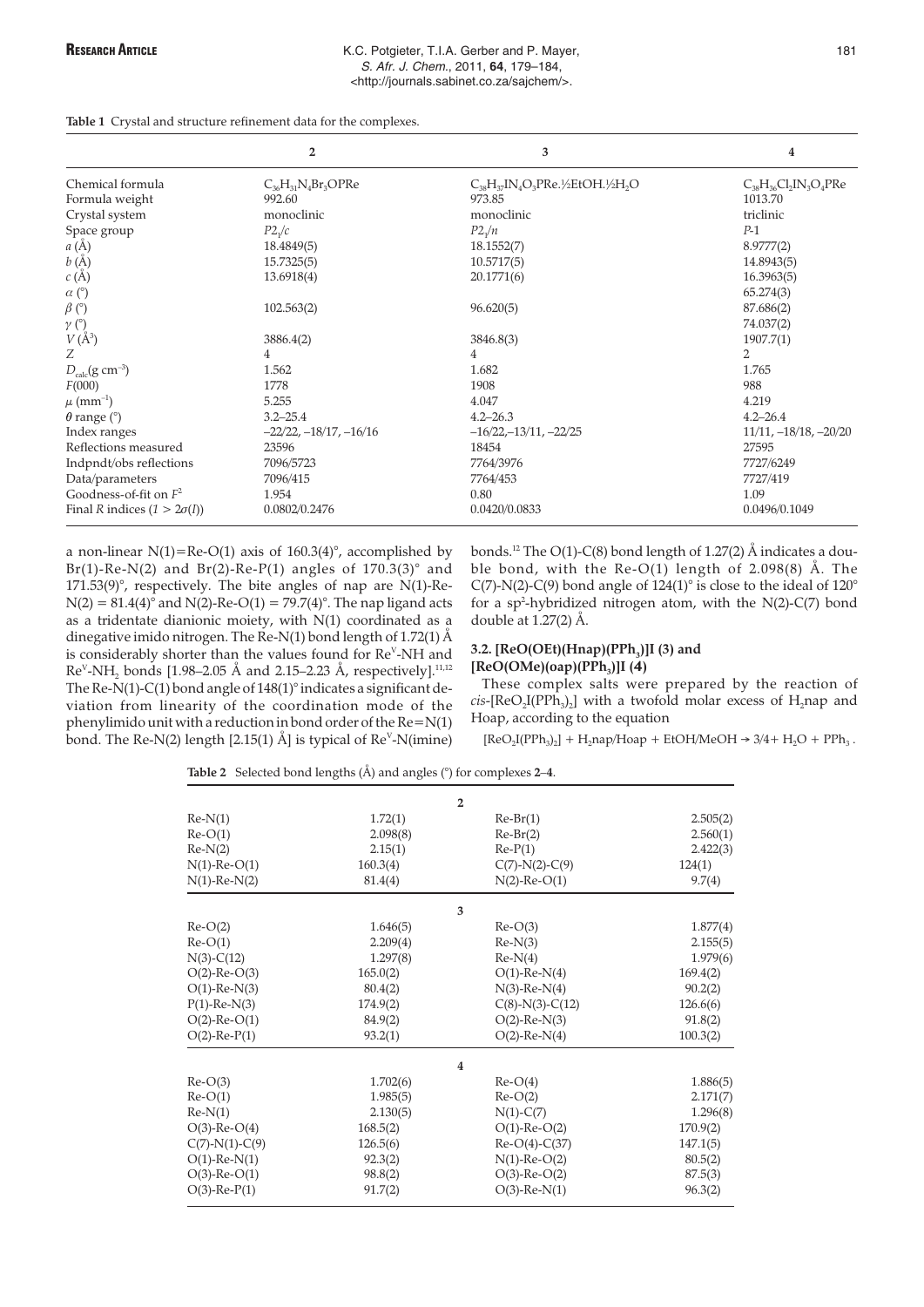**Table 1** Crystal and structure refinement data for the complexes.

| | **2** | **3** | **4** |
|---|---|---|---|
| Chemical formula | $C_{36}H_{31}N_4Br_2OPRe$ | $C_{38}H_{37}IN_4O_3PRe.½EtOH.½H_2O$ | $C_{38}H_{36}Cl_2IN_3O_4PRe$ |
| Formula weight | 992.60 | 973.85 | 1013.70 |
| Crystal system | monoclinic | monoclinic | triclinic |
| Space group | $P2_1/c$ | $P2_1/n$ | $P$-1 |
| $a$ (Å) | 18.4849(5) | 18.1552(7) | 8.9777(2) |
| $b$ (Å) | 15.7325(5) | 10.5717(5) | 14.8943(5) |
| $c$ (Å) | 13.6918(4) | 20.1771(6) | 16.3963(5) |
| $\alpha$ (°) | | | 65.274(3) |
| $\beta$ (°) | 102.563(2) | 96.620(5) | 87.686(2) |
| $\gamma$ (°) | | | 74.037(2) |
| $V$ (Å$^3$) | 3886.4(2) | 3846.8(3) | 1907.7(1) |
| $Z$ | 4 | 4 | 2 |
| $D_{calc}$(g cm$^{-3}$) | 1.562 | 1.682 | 1.765 |
| $F$(000) | 1778 | 1908 | 988 |
| $\mu$ (mm$^{-1}$) | 5.255 | 4.047 | 4.219 |
| $\theta$ range (°) | 3.2–25.4 | 4.2–26.3 | 4.2–26.4 |
| Index ranges | –22/22, –18/17, –16/16 | –16/22,–13/11, –22/25 | 11/11, –18/18, –20/20 |
| Reflections measured | 23596 | 18454 | 27595 |
| Indpndt/obs reflections | 7096/5723 | 7764/3976 | 7727/6249 |
| Data/parameters | 7096/415 | 7764/453 | 7727/419 |
| Goodness-of-fit on $F^2$ | 1.954 | 0.80 | 1.09 |
| Final $R$ indices ($I > 2\sigma(I)$) | 0.0802/0.2476 | 0.0420/0.0833 | 0.0496/0.1049 |

a non-linear N(1)=Re-O(1) axis of 160.3(4)°, accomplished by Br(1)-Re-N(2) and Br(2)-Re-P(1) angles of 170.3(3)° and 171.53(9)°, respectively. The bite angles of nap are N(1)-Re-N(2) = 81.4(4)° and N(2)-Re-O(1) = 79.7(4)°. The nap ligand acts as a tridentate dianionic moiety, with N(1) coordinated as a dinegative imido nitrogen. The Re-N(1) bond length of 1.72(1) Å is considerably shorter than the values found for Re$^V$-NH and Re$^V$-NH$_2$ bonds [1.98–2.05 Å and 2.15–2.23 Å, respectively].[11,12] The Re-N(1)-C(1) bond angle of 148(1)° indicates a significant deviation from linearity of the coordination mode of the phenylimido unit with a reduction in bond order of the Re=N(1) bond. The Re-N(2) length [2.15(1) Å] is typical of Re$^V$-N(imine) bonds.[12] The O(1)-C(8) bond length of 1.27(2) Å indicates a double bond, with the Re-O(1) length of 2.098(8) Å. The C(7)-N(2)-C(9) bond angle of 124(1)° is close to the ideal of 120° for a sp$^2$-hybridized nitrogen atom, with the N(2)-C(7) bond double at 1.27(2) Å.

### 3.2. [ReO(OEt)(Hnap)(PPh$_3$)]I (3) and [ReO(OMe)(oap)(PPh$_3$)]I (4)

These complex salts were prepared by the reaction of *cis*-[ReO$_2$I(PPh$_3$)$_2$] with a twofold molar excess of H$_2$nap and Hoap, according to the equation

$$[ReO_2I(PPh_3)_2] + H_2nap/Hoap + EtOH/MeOH \rightarrow 3/4 + H_2O + PPh_3 .$$

**Table 2** Selected bond lengths (Å) and angles (°) for complexes **2**–**4**.

| | | | |
|---|---|---|---|
| | **2** | | |
| Re-N(1) | 1.72(1) | Re-Br(1) | 2.505(2) |
| Re-O(1) | 2.098(8) | Re-Br(2) | 2.560(1) |
| Re-N(2) | 2.15(1) | Re-P(1) | 2.422(3) |
| N(1)-Re-O(1) | 160.3(4) | C(7)-N(2)-C(9) | 124(1) |
| N(1)-Re-N(2) | 81.4(4) | N(2)-Re-O(1) | 9.7(4) |
| | **3** | | |
| Re-O(2) | 1.646(5) | Re-O(3) | 1.877(4) |
| Re-O(1) | 2.209(4) | Re-N(3) | 2.155(5) |
| N(3)-C(12) | 1.297(8) | Re-N(4) | 1.979(6) |
| O(2)-Re-O(3) | 165.0(2) | O(1)-Re-N(4) | 169.4(2) |
| O(1)-Re-N(3) | 80.4(2) | N(3)-Re-N(4) | 90.2(2) |
| P(1)-Re-N(3) | 174.9(2) | C(8)-N(3)-C(12) | 126.6(6) |
| O(2)-Re-O(1) | 84.9(2) | O(2)-Re-N(3) | 91.8(2) |
| O(2)-Re-P(1) | 93.2(1) | O(2)-Re-N(4) | 100.3(2) |
| | **4** | | |
| Re-O(3) | 1.702(6) | Re-O(4) | 1.886(5) |
| Re-O(1) | 1.985(5) | Re-O(2) | 2.171(7) |
| Re-N(1) | 2.130(5) | N(1)-C(7) | 1.296(8) |
| O(3)-Re-O(4) | 168.5(2) | O(1)-Re-O(2) | 170.9(2) |
| C(7)-N(1)-C(9) | 126.5(6) | Re-O(4)-C(37) | 147.1(5) |
| O(1)-Re-N(1) | 92.3(2) | N(1)-Re-O(2) | 80.5(2) |
| O(3)-Re-O(1) | 98.8(2) | O(3)-Re-O(2) | 87.5(3) |
| O(3)-Re-P(1) | 91.7(2) | O(3)-Re-N(1) | 96.3(2) |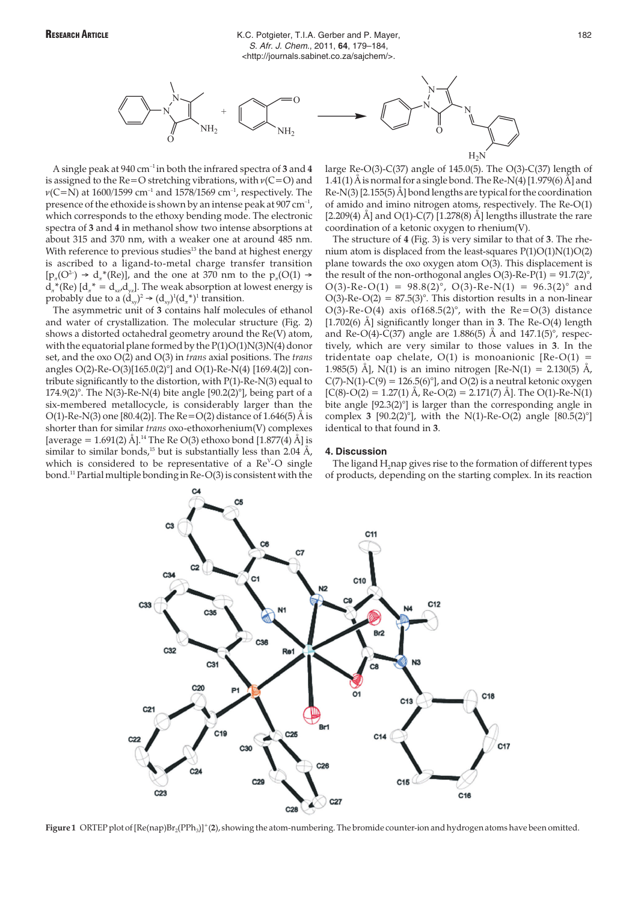A single peak at 940 cm$^{-1}$ in both the infrared spectra of **3** and **4** is assigned to the Re=O stretching vibrations, with $\nu$(C=O) and $\nu$(C=N) at 1600/1599 cm$^{-1}$ and 1578/1569 cm$^{-1}$, respectively. The presence of the ethoxide is shown by an intense peak at 907 cm$^{-1}$, which corresponds to the ethoxy bending mode. The electronic spectra of **3** and **4** in methanol show two intense absorptions at about 315 and 370 nm, with a weaker one at around 485 nm. With reference to previous studies[13] the band at highest energy is ascribed to a ligand-to-metal charge transfer transition [$p_\pi(O^{2-}) \rightarrow d_\pi^*$(Re)], and the one at 370 nm to the $p_\pi$(O(1) $\rightarrow d_\pi^*$(Re) [$d_\pi^* = d_{xz}, d_{yz}$]. The weak absorption at lowest energy is probably due to a $(d_{xy})^2 \rightarrow (d_{xy})^1(d_\pi^*)^1$ transition.

The asymmetric unit of **3** contains half molecules of ethanol and water of crystallization. The molecular structure (Fig. 2) shows a distorted octahedral geometry around the Re(V) atom, with the equatorial plane formed by the P(1)O(1)N(3)N(4) donor set, and the oxo O(2) and O(3) in *trans* axial positions. The *trans* angles O(2)-Re-O(3)[165.0(2)°] and O(1)-Re-N(4) [169.4(2)] contribute significantly to the distortion, with P(1)-Re-N(3) equal to 174.9(2)°. The N(3)-Re-N(4) bite angle [90.2(2)°], being part of a six-membered metallocycle, is considerably larger than the O(1)-Re-N(3) one [80.4(2)]. The Re=O(2) distance of 1.646(5) Å is shorter than for similar *trans* oxo-ethoxorhenium(V) complexes [average = 1.691(2) Å].[14] The Re O(3) ethoxo bond [1.877(4) Å] is similar to similar bonds,[15] but is substantially less than 2.04 Å, which is considered to be representative of a Re$^V$-O single bond.[11] Partial multiple bonding in Re-O(3) is consistent with the large Re-O(3)-C(37) angle of 145.0(5). The O(3)-C(37) length of 1.41(1) Å is normal for a single bond. The Re-N(4) [1.979(6) Å] and Re-N(3) [2.155(5) Å] bond lengths are typical for the coordination of amido and imino nitrogen atoms, respectively. The Re-O(1) [2.209(4) Å] and O(1)-C(7) [1.278(8) Å] lengths illustrate the rare coordination of a ketonic oxygen to rhenium(V).

The structure of **4** (Fig. 3) is very similar to that of **3**. The rhenium atom is displaced from the least-squares P(1)O(1)N(1)O(2) plane towards the oxo oxygen atom O(3). This displacement is the result of the non-orthogonal angles O(3)-Re-P(1) = 91.7(2)°, O(3)-Re-O(1) = 98.8(2)°, O(3)-Re-N(1) = 96.3(2)° and O(3)-Re-O(2) = 87.5(3)°. This distortion results in a non-linear O(3)-Re-O(4) axis of168.5(2)°, with the Re=O(3) distance [1.702(6) Å] significantly longer than in **3**. The Re-O(4) length and Re-O(4)-C(37) angle are 1.886(5) Å and 147.1(5)°, respectively, which are very similar to those values in **3**. In the tridentate oap chelate, O(1) is monoanionic [Re-O(1) = 1.985(5) Å], N(1) is an imino nitrogen [Re-N(1) = 2.130(5) Å, C(7)-N(1)-C(9) = 126.5(6)°], and O(2) is a neutral ketonic oxygen [C(8)-O(2) = 1.27(1) Å, Re-O(2) = 2.171(7) Å]. The O(1)-Re-N(1) bite angle [92.3(2)°] is larger than the corresponding angle in complex **3** [90.2(2)°], with the N(1)-Re-O(2) angle [80.5(2)°] identical to that found in **3**.

## 4. Discussion

The ligand $H_2$nap gives rise to the formation of different types of products, depending on the starting complex. In its reaction

**Figure 1** ORTEP plot of [Re(nap)Br$_2$(PPh$_3$)]$^+$ (**2**), showing the atom-numbering. The bromide counter-ion and hydrogen atoms have been omitted.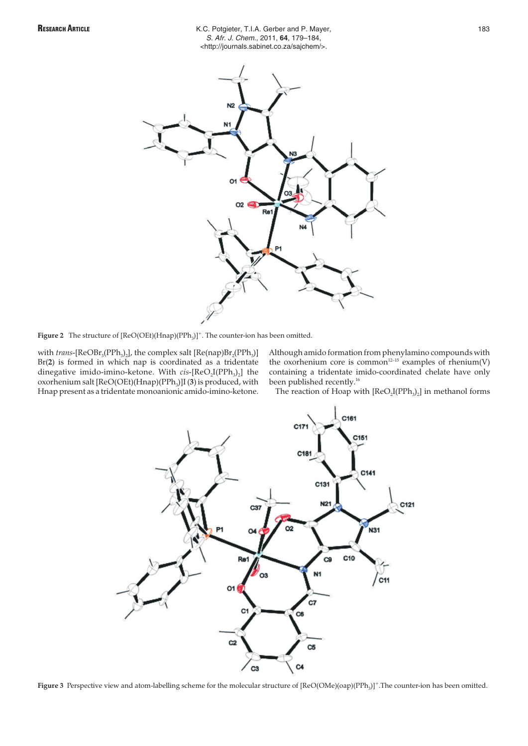Figure 2 The structure of $[ReO(OEt)(Hnap)(PPh_3)]^+$. The counter-ion has been omitted.

with *trans*-$[ReOBr_3(PPh_3)_2]$, the complex salt $[Re(nap)Br_2(PPh_3)]Br$(**2**) is formed in which nap is coordinated as a tridentate dinegative imido-imino-ketone. With *cis*-$[ReO_2I(PPh_3)_2]$ the oxorhenium salt $[ReO(OEt)(Hnap)(PPh_3)]I$ (**3**) is produced, with Hnap present as a tridentate monoanionic amido-imino-ketone. Although amido formation from phenylamino compounds with the oxorhenium core is common[12–15] examples of rhenium(V) containing a tridentate imido-coordinated chelate have only been published recently.[16]

The reaction of Hoap with $[ReO_2I(PPh_3)_2]$ in methanol forms

Figure 3 Perspective view and atom-labelling scheme for the molecular structure of $[ReO(OMe)(oap)(PPh_3)]^+$.The counter-ion has been omitted.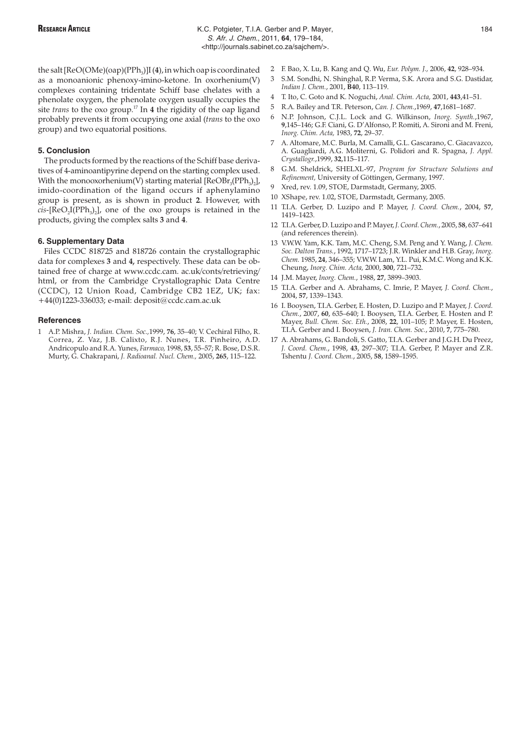the salt $[ReO(OMe)(oap)(PPh_3)]I$ (**4**), in which oap is coordinated as a monoanionic phenoxy-imino-ketone. In oxorhenium(V) complexes containing tridentate Schiff base chelates with a phenolate oxygen, the phenolate oxygen usually occupies the site *trans* to the oxo group.[17] In **4** the rigidity of the oap ligand probably prevents it from occupying one axial (*trans* to the oxo group) and two equatorial positions.

## 5. Conclusion

The products formed by the reactions of the Schiff base derivatives of 4-aminoantipyrine depend on the starting complex used. With the monooxorhenium(V) starting material $[ReOBr_3(PPh_3)_2]$, imido-coordination of the ligand occurs if aphenylamino group is present, as is shown in product **2**. However, with *cis*-$[ReO_2I(PPh_3)_2]$, one of the oxo groups is retained in the products, giving the complex salts **3** and **4**.

## 6. Supplementary Data

Files CCDC 818725 and 818726 contain the crystallographic data for complexes **3** and **4,** respectively. These data can be obtained free of charge at www.ccdc.cam. ac.uk/conts/retrieving/ html, or from the Cambridge Crystallographic Data Centre (CCDC), 12 Union Road, Cambridge CB2 1EZ, UK; fax: +44(0)1223-336033; e-mail: deposit@ccdc.cam.ac.uk

## References

1 A.P. Mishra, *J. Indian. Chem. Soc.*,1999, **76**, 35–40; V. Cechiral Filho, R. Correa, Z. Vaz, J.B. Calixto, R.J. Nunes, T.R. Pinheiro, A.D. Andricopulo and R.A. Yunes, *Farmaco,* 1998, **53**, 55–57; R. Bose, D.S.R. Murty, G. Chakrapani, *J. Radioanal. Nucl. Chem.,* 2005, **265**, 115–122.

2 F. Bao, X. Lu, B. Kang and Q. Wu, *Eur. Polym. J.,* 2006, **42**, 928–934.

3 S.M. Sondhi, N. Shinghal, R.P. Verma, S.K. Arora and S.G. Dastidar, *Indian J. Chem.*, 2001, **B40**, 113–119.

4 T. Ito, C. Goto and K. Noguchi, *Anal. Chim. Acta,* 2001, **443**,41–51.

5 R.A. Bailey and T.R. Peterson, *Can. J. Chem.*,1969, **47**,1681–1687.

6 N.P. Johnson, C.J.L. Lock and G. Wilkinson, *Inorg. Synth.*,1967, **9**,145–146; G.F. Ciani, G. D'Alfonso, P. Romiti, A. Sironi and M. Freni, *Inorg. Chim. Acta,* 1983, **72**, 29–37.

7 A. Altomare, M.C. Burla, M. Camalli, G.L. Gascarano, C. Giacavazco, A. Guagliardi, A.G. Moliterni, G. Polidori and R. Spagna, *J. Appl. Crystallogr.*,1999, **32**,115–117.

8 G.M. Sheldrick, SHELXL-97, *Program for Structure Solutions and Refinement,* University of Göttingen, Germany, 1997.

9 Xred, rev. 1.09, STOE, Darmstadt, Germany, 2005.

10 XShape, rev. 1.02, STOE, Darmstadt, Germany, 2005.

11 T.I.A. Gerber, D. Luzipo and P. Mayer, *J. Coord. Chem.*, 2004, **57**, 1419–1423.

12 T.I.A. Gerber, D. Luzipo and P. Mayer, *J. Coord. Chem.*, 2005, **58**, 637–641 (and references therein).

13 V.W.W. Yam, K.K. Tam, M.C. Cheng, S.M. Peng and Y. Wang, *J. Chem. Soc. Dalton Trans.*, 1992, 1717–1723; J.R. Winkler and H.B. Gray, *Inorg. Chem.* 1985, **24**, 346–355; V.W.W. Lam, Y.L. Pui, K.M.C. Wong and K.K. Cheung, *Inorg. Chim. Acta,* 2000, **300**, 721–732.

14 J.M. Mayer, *Inorg. Chem.*, 1988, **27**, 3899–3903.

15 T.I.A. Gerber and A. Abrahams, C. Imrie, P. Mayer, *J. Coord. Chem.*, 2004, **57**, 1339–1343.

16 I. Booysen, T.I.A. Gerber, E. Hosten, D. Luzipo and P. Mayer, *J. Coord. Chem.*, 2007, **60**, 635–640; I. Booysen, T.I.A. Gerber, E. Hosten and P. Mayer, *Bull. Chem. Soc. Eth.*, 2008, **22**, 101–105; P. Mayer, E. Hosten, T.I.A. Gerber and I. Booysen, *J. Iran. Chem. Soc.*, 2010, **7**, 775–780.

17 A. Abrahams, G. Bandoli, S. Gatto, T.I.A. Gerber and J.G.H. Du Preez, *J. Coord. Chem.*, 1998, **43**, 297–307; T.I.A. Gerber, P. Mayer and Z.R. Tshentu *J. Coord. Chem.*, 2005, **58**, 1589–1595.